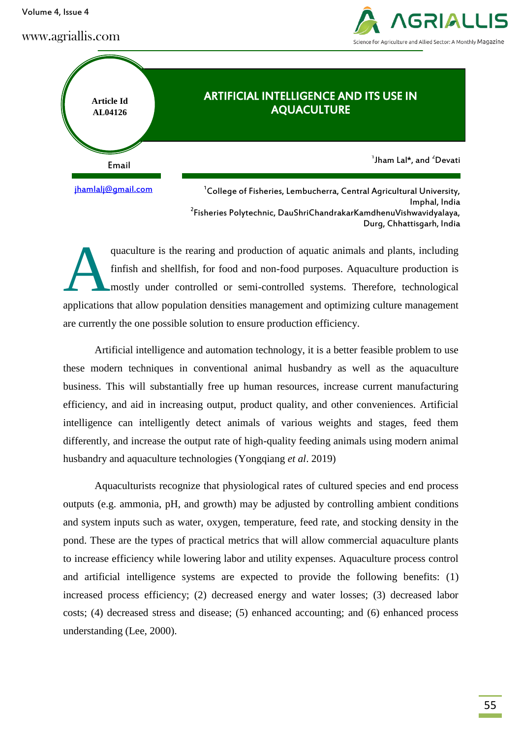Article Id
AL04126

# ARTIFICIAL INTELLIGENCE AND ITS USE IN AQUACULTURE

[1]Jham Lal*, and [2]Devati

Email

jhamlalj@gmail.com

[1]College of Fisheries, Lembucherra, Central Agricultural University, Imphal, India
[2]Fisheries Polytechnic, DauShriChandrakarKamdhenuVishwavidyalaya, Durg, Chhattisgarh, India

Aquaculture is the rearing and production of aquatic animals and plants, including finfish and shellfish, for food and non-food purposes. Aquaculture production is mostly under controlled or semi-controlled systems. Therefore, technological applications that allow population densities management and optimizing culture management are currently the one possible solution to ensure production efficiency.

Artificial intelligence and automation technology, it is a better feasible problem to use these modern techniques in conventional animal husbandry as well as the aquaculture business. This will substantially free up human resources, increase current manufacturing efficiency, and aid in increasing output, product quality, and other conveniences. Artificial intelligence can intelligently detect animals of various weights and stages, feed them differently, and increase the output rate of high-quality feeding animals using modern animal husbandry and aquaculture technologies (Yongqiang *et al*. 2019)

Aquaculturists recognize that physiological rates of cultured species and end process outputs (e.g. ammonia, pH, and growth) may be adjusted by controlling ambient conditions and system inputs such as water, oxygen, temperature, feed rate, and stocking density in the pond. These are the types of practical metrics that will allow commercial aquaculture plants to increase efficiency while lowering labor and utility expenses. Aquaculture process control and artificial intelligence systems are expected to provide the following benefits: (1) increased process efficiency; (2) decreased energy and water losses; (3) decreased labor costs; (4) decreased stress and disease; (5) enhanced accounting; and (6) enhanced process understanding (Lee, 2000).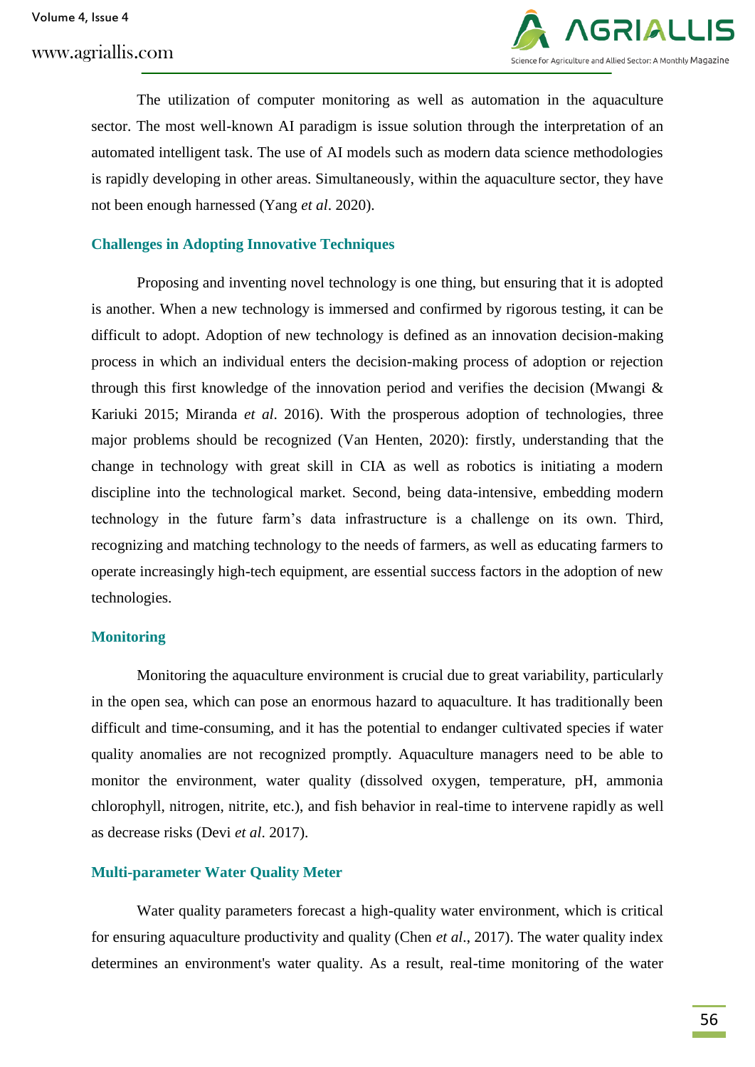The utilization of computer monitoring as well as automation in the aquaculture sector. The most well-known AI paradigm is issue solution through the interpretation of an automated intelligent task. The use of AI models such as modern data science methodologies is rapidly developing in other areas. Simultaneously, within the aquaculture sector, they have not been enough harnessed (Yang *et al*. 2020).

## Challenges in Adopting Innovative Techniques

Proposing and inventing novel technology is one thing, but ensuring that it is adopted is another. When a new technology is immersed and confirmed by rigorous testing, it can be difficult to adopt. Adoption of new technology is defined as an innovation decision-making process in which an individual enters the decision-making process of adoption or rejection through this first knowledge of the innovation period and verifies the decision (Mwangi & Kariuki 2015; Miranda *et al*. 2016). With the prosperous adoption of technologies, three major problems should be recognized (Van Henten, 2020): firstly, understanding that the change in technology with great skill in CIA as well as robotics is initiating a modern discipline into the technological market. Second, being data-intensive, embedding modern technology in the future farm's data infrastructure is a challenge on its own. Third, recognizing and matching technology to the needs of farmers, as well as educating farmers to operate increasingly high-tech equipment, are essential success factors in the adoption of new technologies.

## Monitoring

Monitoring the aquaculture environment is crucial due to great variability, particularly in the open sea, which can pose an enormous hazard to aquaculture. It has traditionally been difficult and time-consuming, and it has the potential to endanger cultivated species if water quality anomalies are not recognized promptly. Aquaculture managers need to be able to monitor the environment, water quality (dissolved oxygen, temperature, pH, ammonia chlorophyll, nitrogen, nitrite, etc.), and fish behavior in real-time to intervene rapidly as well as decrease risks (Devi *et al*. 2017).

## Multi-parameter Water Quality Meter

Water quality parameters forecast a high-quality water environment, which is critical for ensuring aquaculture productivity and quality (Chen *et al*., 2017). The water quality index determines an environment's water quality. As a result, real-time monitoring of the water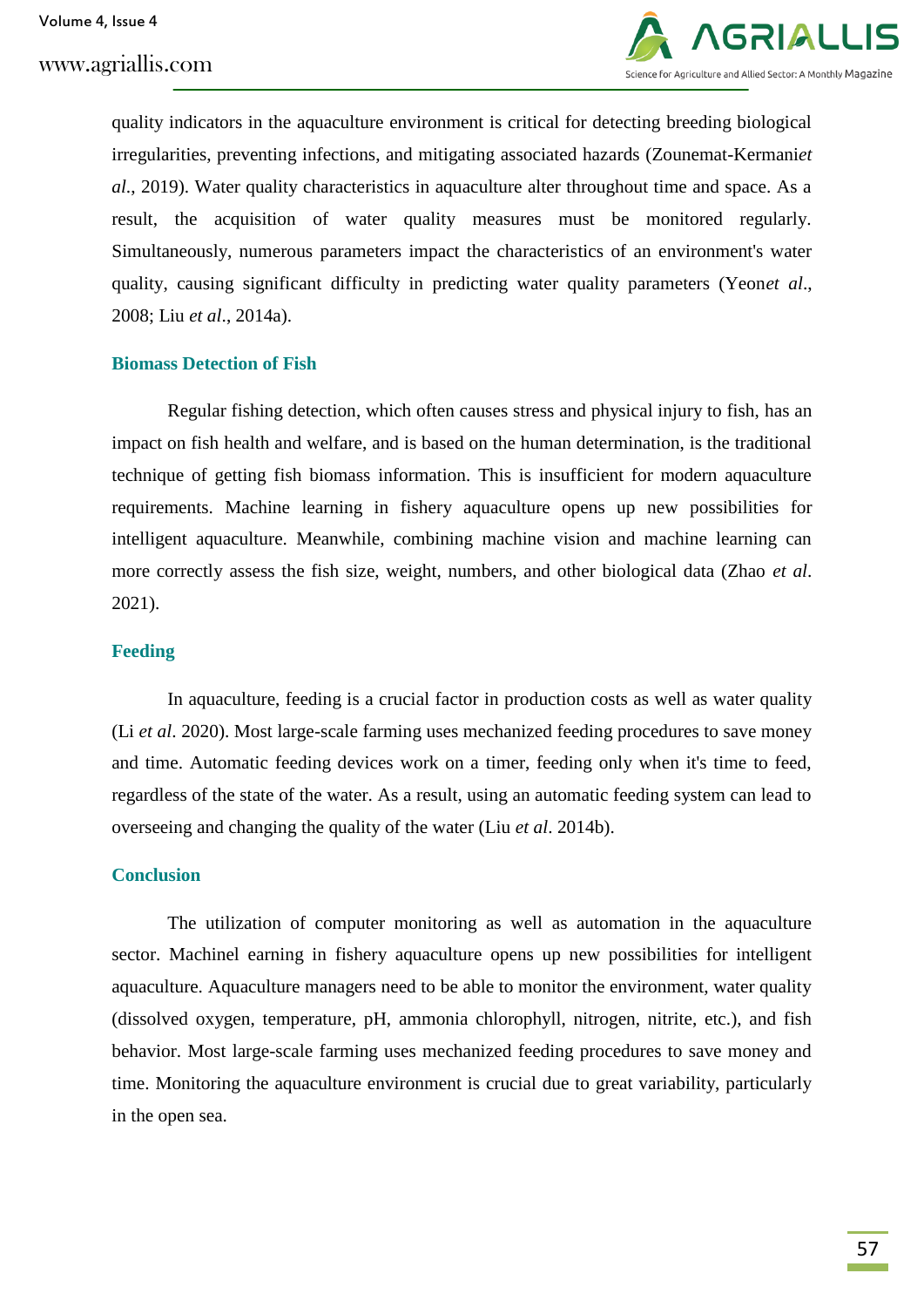quality indicators in the aquaculture environment is critical for detecting breeding biological irregularities, preventing infections, and mitigating associated hazards (Zounemat-Kermani*et al*., 2019). Water quality characteristics in aquaculture alter throughout time and space. As a result, the acquisition of water quality measures must be monitored regularly. Simultaneously, numerous parameters impact the characteristics of an environment's water quality, causing significant difficulty in predicting water quality parameters (Yeon*et al*., 2008; Liu *et al*., 2014a).

## Biomass Detection of Fish

Regular fishing detection, which often causes stress and physical injury to fish, has an impact on fish health and welfare, and is based on the human determination, is the traditional technique of getting fish biomass information. This is insufficient for modern aquaculture requirements. Machine learning in fishery aquaculture opens up new possibilities for intelligent aquaculture. Meanwhile, combining machine vision and machine learning can more correctly assess the fish size, weight, numbers, and other biological data (Zhao *et al*. 2021).

## Feeding

In aquaculture, feeding is a crucial factor in production costs as well as water quality (Li *et al*. 2020). Most large-scale farming uses mechanized feeding procedures to save money and time. Automatic feeding devices work on a timer, feeding only when it's time to feed, regardless of the state of the water. As a result, using an automatic feeding system can lead to overseeing and changing the quality of the water (Liu *et al*. 2014b).

## Conclusion

The utilization of computer monitoring as well as automation in the aquaculture sector. Machinel earning in fishery aquaculture opens up new possibilities for intelligent aquaculture. Aquaculture managers need to be able to monitor the environment, water quality (dissolved oxygen, temperature, pH, ammonia chlorophyll, nitrogen, nitrite, etc.), and fish behavior. Most large-scale farming uses mechanized feeding procedures to save money and time. Monitoring the aquaculture environment is crucial due to great variability, particularly in the open sea.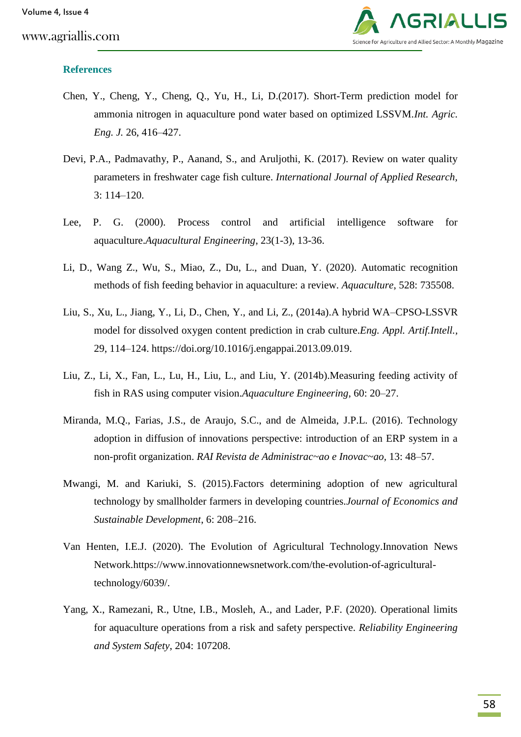## References

Chen, Y., Cheng, Y., Cheng, Q., Yu, H., Li, D.(2017). Short-Term prediction model for ammonia nitrogen in aquaculture pond water based on optimized LSSVM.*Int. Agric. Eng. J.* 26, 416–427.

Devi, P.A., Padmavathy, P., Aanand, S., and Aruljothi, K. (2017). Review on water quality parameters in freshwater cage fish culture. *International Journal of Applied Research*, 3: 114–120.

Lee, P. G. (2000). Process control and artificial intelligence software for aquaculture.*Aquacultural Engineering*, 23(1-3), 13-36.

Li, D., Wang Z., Wu, S., Miao, Z., Du, L., and Duan, Y. (2020). Automatic recognition methods of fish feeding behavior in aquaculture: a review. *Aquaculture*, 528: 735508.

Liu, S., Xu, L., Jiang, Y., Li, D., Chen, Y., and Li, Z., (2014a).A hybrid WA–CPSO-LSSVR model for dissolved oxygen content prediction in crab culture.*Eng. Appl. Artif.Intell.*, 29, 114–124. https://doi.org/10.1016/j.engappai.2013.09.019.

Liu, Z., Li, X., Fan, L., Lu, H., Liu, L., and Liu, Y. (2014b).Measuring feeding activity of fish in RAS using computer vision.*Aquaculture Engineering*, 60: 20–27.

Miranda, M.Q., Farias, J.S., de Araujo, S.C., and de Almeida, J.P.L. (2016). Technology adoption in diffusion of innovations perspective: introduction of an ERP system in a non-profit organization. *RAI Revista de Administrac~ao e Inovac~ao*, 13: 48–57.

Mwangi, M. and Kariuki, S. (2015).Factors determining adoption of new agricultural technology by smallholder farmers in developing countries.*Journal of Economics and Sustainable Development*, 6: 208–216.

Van Henten, I.E.J. (2020). The Evolution of Agricultural Technology.Innovation News Network.https://www.innovationnewsnetwork.com/the-evolution-of-agricultural-technology/6039/.

Yang, X., Ramezani, R., Utne, I.B., Mosleh, A., and Lader, P.F. (2020). Operational limits for aquaculture operations from a risk and safety perspective. *Reliability Engineering and System Safety*, 204: 107208.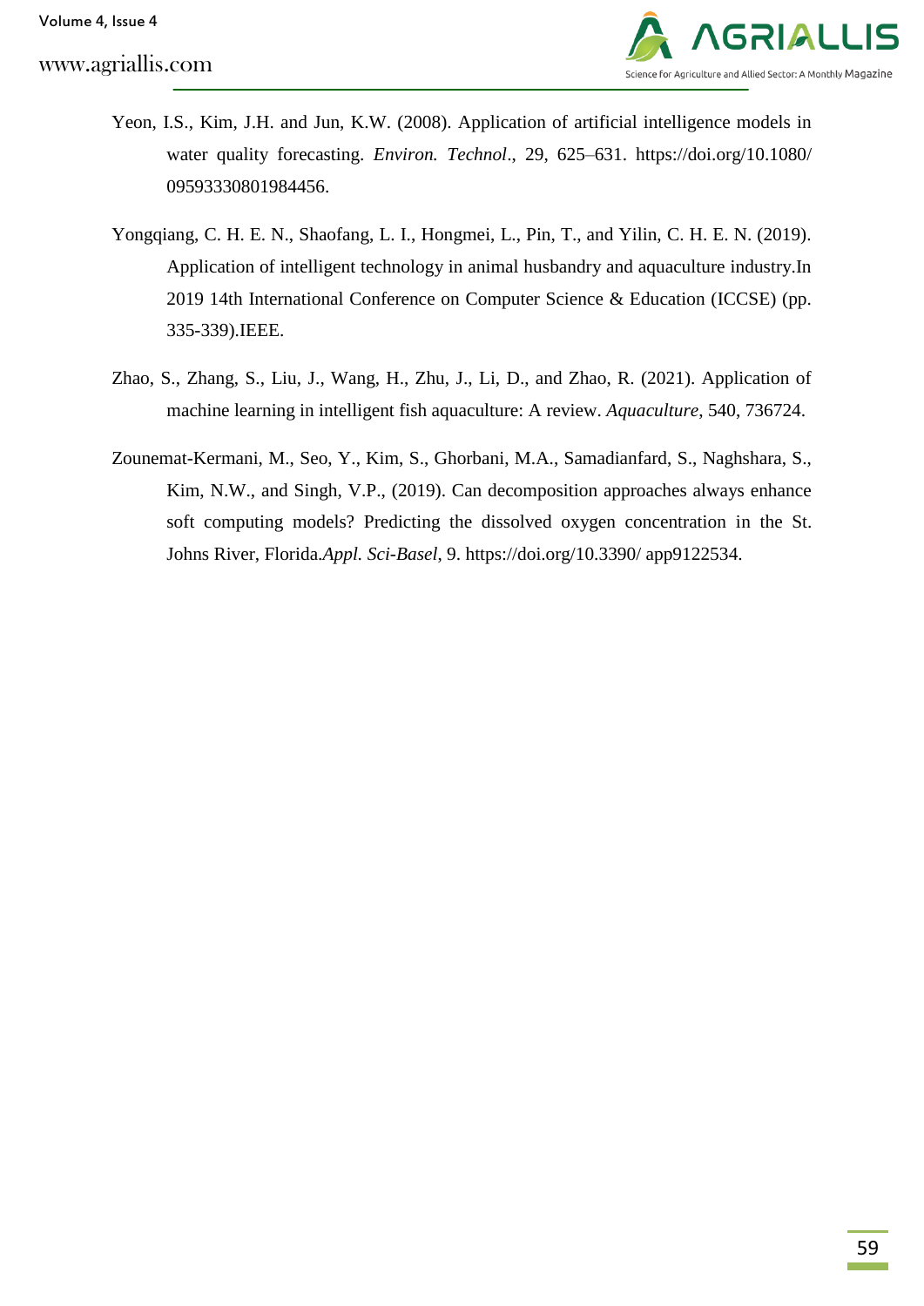Yeon, I.S., Kim, J.H. and Jun, K.W. (2008). Application of artificial intelligence models in water quality forecasting. *Environ. Technol*., 29, 625–631. https://doi.org/10.1080/09593330801984456.

Yongqiang, C. H. E. N., Shaofang, L. I., Hongmei, L., Pin, T., and Yilin, C. H. E. N. (2019). Application of intelligent technology in animal husbandry and aquaculture industry.In 2019 14th International Conference on Computer Science & Education (ICCSE) (pp. 335-339).IEEE.

Zhao, S., Zhang, S., Liu, J., Wang, H., Zhu, J., Li, D., and Zhao, R. (2021). Application of machine learning in intelligent fish aquaculture: A review. *Aquaculture*, 540, 736724.

Zounemat-Kermani, M., Seo, Y., Kim, S., Ghorbani, M.A., Samadianfard, S., Naghshara, S., Kim, N.W., and Singh, V.P., (2019). Can decomposition approaches always enhance soft computing models? Predicting the dissolved oxygen concentration in the St. Johns River, Florida.*Appl. Sci-Basel*, 9. https://doi.org/10.3390/ app9122534.